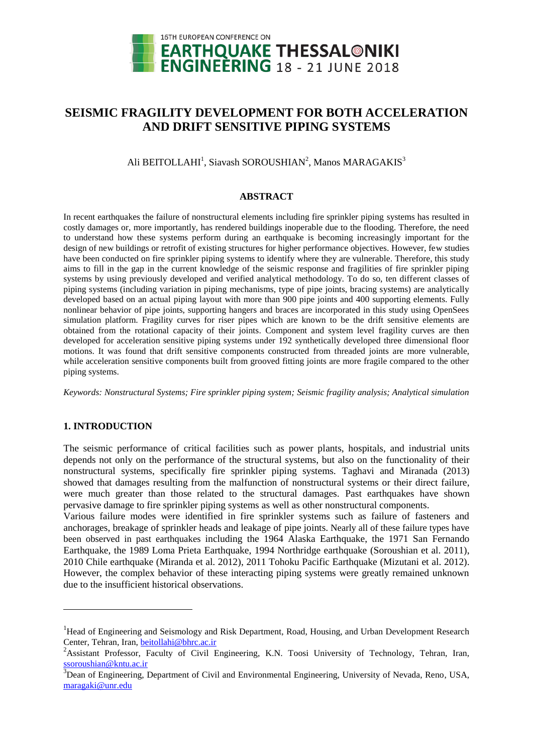# SEISMIC FRAGILITY DEVELOPMENT FOR BOTH ACCELERATION AND DRIFT SENSITIVE PIPING SYSTEMS

Ali BEITOLLAHI[1], Siavash SOROUSHIAN[2], Manos MARAGAKIS[3]

## ABSTRACT

In recent earthquakes the failure of nonstructural elements including fire sprinkler piping systems has resulted in costly damages or, more importantly, has rendered buildings inoperable due to the flooding. Therefore, the need to understand how these systems perform during an earthquake is becoming increasingly important for the design of new buildings or retrofit of existing structures for higher performance objectives. However, few studies have been conducted on fire sprinkler piping systems to identify where they are vulnerable. Therefore, this study aims to fill in the gap in the current knowledge of the seismic response and fragilities of fire sprinkler piping systems by using previously developed and verified analytical methodology. To do so, ten different classes of piping systems (including variation in piping mechanisms, type of pipe joints, bracing systems) are analytically developed based on an actual piping layout with more than 900 pipe joints and 400 supporting elements. Fully nonlinear behavior of pipe joints, supporting hangers and braces are incorporated in this study using OpenSees simulation platform. Fragility curves for riser pipes which are known to be the drift sensitive elements are obtained from the rotational capacity of their joints. Component and system level fragility curves are then developed for acceleration sensitive piping systems under 192 synthetically developed three dimensional floor motions. It was found that drift sensitive components constructed from threaded joints are more vulnerable, while acceleration sensitive components built from grooved fitting joints are more fragile compared to the other piping systems.

*Keywords: Nonstructural Systems; Fire sprinkler piping system; Seismic fragility analysis; Analytical simulation*

## 1. INTRODUCTION

The seismic performance of critical facilities such as power plants, hospitals, and industrial units depends not only on the performance of the structural systems, but also on the functionality of their nonstructural systems, specifically fire sprinkler piping systems. Taghavi and Miranada (2013) showed that damages resulting from the malfunction of nonstructural systems or their direct failure, were much greater than those related to the structural damages. Past earthquakes have shown pervasive damage to fire sprinkler piping systems as well as other nonstructural components.

Various failure modes were identified in fire sprinkler systems such as failure of fasteners and anchorages, breakage of sprinkler heads and leakage of pipe joints. Nearly all of these failure types have been observed in past earthquakes including the 1964 Alaska Earthquake, the 1971 San Fernando Earthquake, the 1989 Loma Prieta Earthquake, 1994 Northridge earthquake (Soroushian et al. 2011), 2010 Chile earthquake (Miranda et al. 2012), 2011 Tohoku Pacific Earthquake (Mizutani et al. 2012). However, the complex behavior of these interacting piping systems were greatly remained unknown due to the insufficient historical observations.

---

[1]Head of Engineering and Seismology and Risk Department, Road, Housing, and Urban Development Research Center, Tehran, Iran, beitollahi@bhrc.ac.ir

[2]Assistant Professor, Faculty of Civil Engineering, K.N. Toosi University of Technology, Tehran, Iran, ssoroushian@kntu.ac.ir

[3]Dean of Engineering, Department of Civil and Environmental Engineering, University of Nevada, Reno, USA, maragaki@unr.edu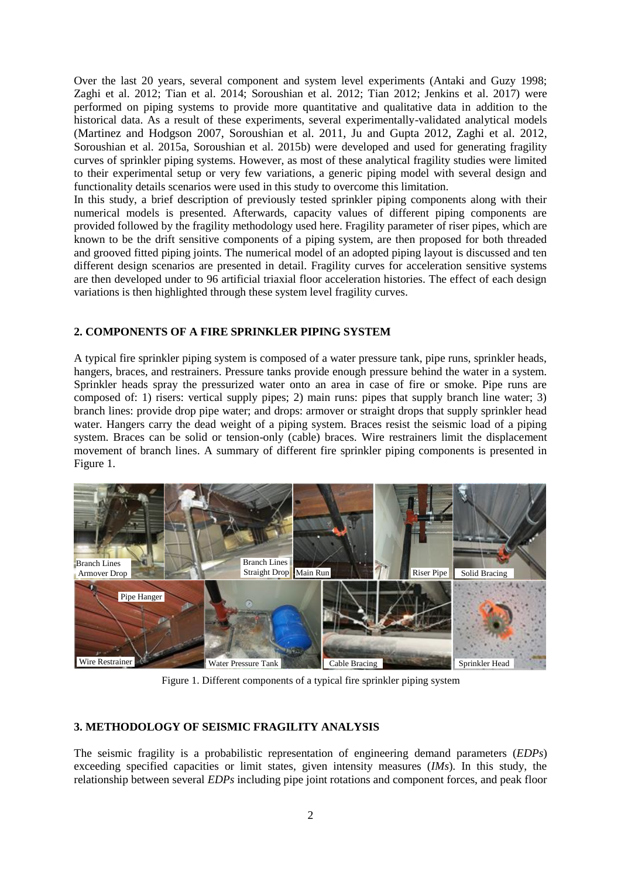Over the last 20 years, several component and system level experiments (Antaki and Guzy 1998; Zaghi et al. 2012; Tian et al. 2014; Soroushian et al. 2012; Tian 2012; Jenkins et al. 2017) were performed on piping systems to provide more quantitative and qualitative data in addition to the historical data. As a result of these experiments, several experimentally-validated analytical models (Martinez and Hodgson 2007, Soroushian et al. 2011, Ju and Gupta 2012, Zaghi et al. 2012, Soroushian et al. 2015a, Soroushian et al. 2015b) were developed and used for generating fragility curves of sprinkler piping systems. However, as most of these analytical fragility studies were limited to their experimental setup or very few variations, a generic piping model with several design and functionality details scenarios were used in this study to overcome this limitation.

In this study, a brief description of previously tested sprinkler piping components along with their numerical models is presented. Afterwards, capacity values of different piping components are provided followed by the fragility methodology used here. Fragility parameter of riser pipes, which are known to be the drift sensitive components of a piping system, are then proposed for both threaded and grooved fitted piping joints. The numerical model of an adopted piping layout is discussed and ten different design scenarios are presented in detail. Fragility curves for acceleration sensitive systems are then developed under to 96 artificial triaxial floor acceleration histories. The effect of each design variations is then highlighted through these system level fragility curves.

## 2. COMPONENTS OF A FIRE SPRINKLER PIPING SYSTEM

A typical fire sprinkler piping system is composed of a water pressure tank, pipe runs, sprinkler heads, hangers, braces, and restrainers. Pressure tanks provide enough pressure behind the water in a system. Sprinkler heads spray the pressurized water onto an area in case of fire or smoke. Pipe runs are composed of: 1) risers: vertical supply pipes; 2) main runs: pipes that supply branch line water; 3) branch lines: provide drop pipe water; and drops: armover or straight drops that supply sprinkler head water. Hangers carry the dead weight of a piping system. Braces resist the seismic load of a piping system. Braces can be solid or tension-only (cable) braces. Wire restrainers limit the displacement movement of branch lines. A summary of different fire sprinkler piping components is presented in Figure 1.

Figure 1. Different components of a typical fire sprinkler piping system

## 3. METHODOLOGY OF SEISMIC FRAGILITY ANALYSIS

The seismic fragility is a probabilistic representation of engineering demand parameters (*EDPs*) exceeding specified capacities or limit states, given intensity measures (*IMs*). In this study, the relationship between several *EDPs* including pipe joint rotations and component forces, and peak floor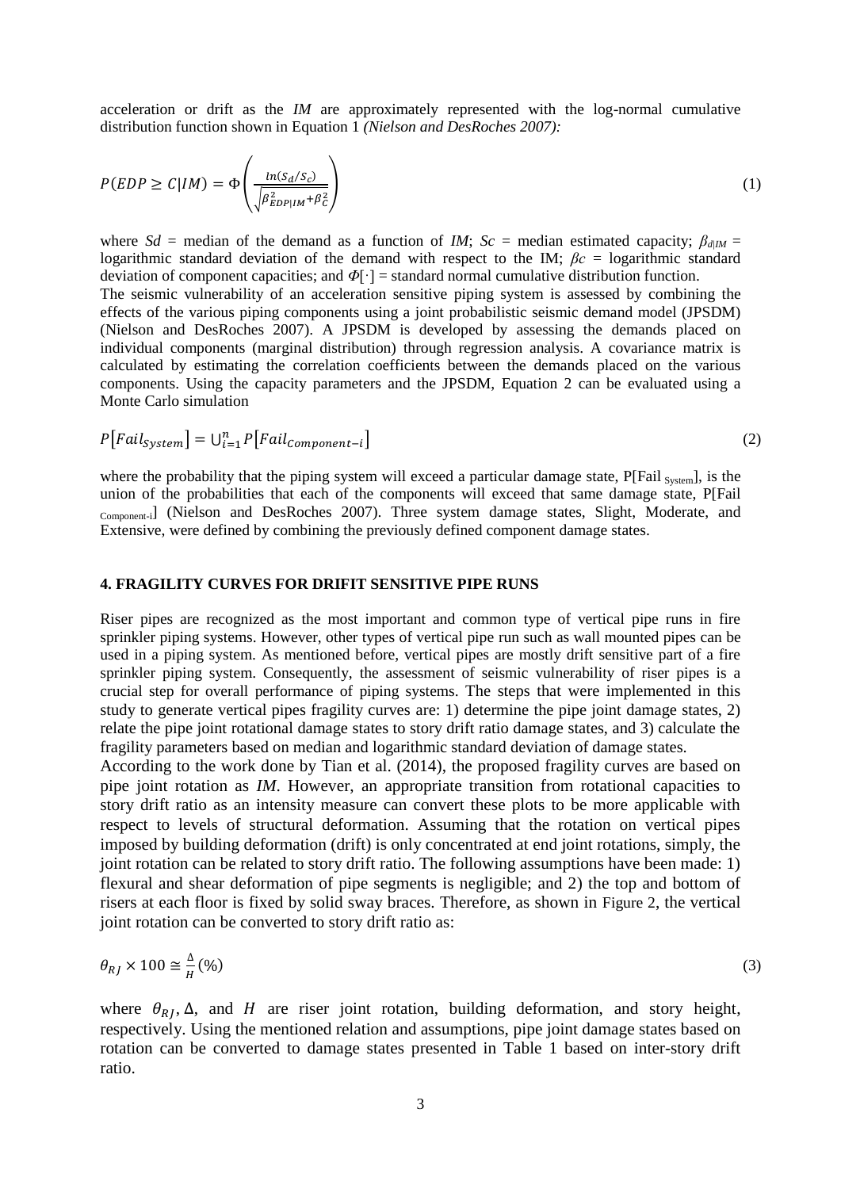acceleration or drift as the *IM* are approximately represented with the log-normal cumulative distribution function shown in Equation 1 *(Nielson and DesRoches 2007):*

$$P(EDP \geq C|IM) = \Phi\left(\frac{ln(S_d/S_c)}{\sqrt{\beta_{EDP|IM}^2+\beta_C^2}}\right) \tag{1}$$

where *Sd* = median of the demand as a function of *IM*; *Sc* = median estimated capacity; $\beta_{d|IM}$ = logarithmic standard deviation of the demand with respect to the IM; $\beta c$ = logarithmic standard deviation of component capacities; and $\Phi[\cdot]$ = standard normal cumulative distribution function.

The seismic vulnerability of an acceleration sensitive piping system is assessed by combining the effects of the various piping components using a joint probabilistic seismic demand model (JPSDM) (Nielson and DesRoches 2007). A JPSDM is developed by assessing the demands placed on individual components (marginal distribution) through regression analysis. A covariance matrix is calculated by estimating the correlation coefficients between the demands placed on the various components. Using the capacity parameters and the JPSDM, Equation 2 can be evaluated using a Monte Carlo simulation

$$P[Fail_{System}] = \cup_{i=1}^{n} P[Fail_{Component-i}] \tag{2}$$

where the probability that the piping system will exceed a particular damage state, P[Fail $_{System}$], is the union of the probabilities that each of the components will exceed that same damage state, P[Fail $_{Component-i}$] (Nielson and DesRoches 2007). Three system damage states, Slight, Moderate, and Extensive, were defined by combining the previously defined component damage states.

## 4. FRAGILITY CURVES FOR DRIFT SENSITIVE PIPE RUNS

Riser pipes are recognized as the most important and common type of vertical pipe runs in fire sprinkler piping systems. However, other types of vertical pipe run such as wall mounted pipes can be used in a piping system. As mentioned before, vertical pipes are mostly drift sensitive part of a fire sprinkler piping system. Consequently, the assessment of seismic vulnerability of riser pipes is a crucial step for overall performance of piping systems. The steps that were implemented in this study to generate vertical pipes fragility curves are: 1) determine the pipe joint damage states, 2) relate the pipe joint rotational damage states to story drift ratio damage states, and 3) calculate the fragility parameters based on median and logarithmic standard deviation of damage states.

According to the work done by Tian et al. (2014), the proposed fragility curves are based on pipe joint rotation as *IM*. However, an appropriate transition from rotational capacities to story drift ratio as an intensity measure can convert these plots to be more applicable with respect to levels of structural deformation. Assuming that the rotation on vertical pipes imposed by building deformation (drift) is only concentrated at end joint rotations, simply, the joint rotation can be related to story drift ratio. The following assumptions have been made: 1) flexural and shear deformation of pipe segments is negligible; and 2) the top and bottom of risers at each floor is fixed by solid sway braces. Therefore, as shown in Figure 2, the vertical joint rotation can be converted to story drift ratio as:

$$\theta_{RJ} \times 100 \cong \frac{\Delta}{H}(\%) \tag{3}$$

where $\theta_{RJ}$, $\Delta$, and $H$ are riser joint rotation, building deformation, and story height, respectively. Using the mentioned relation and assumptions, pipe joint damage states based on rotation can be converted to damage states presented in Table 1 based on inter-story drift ratio.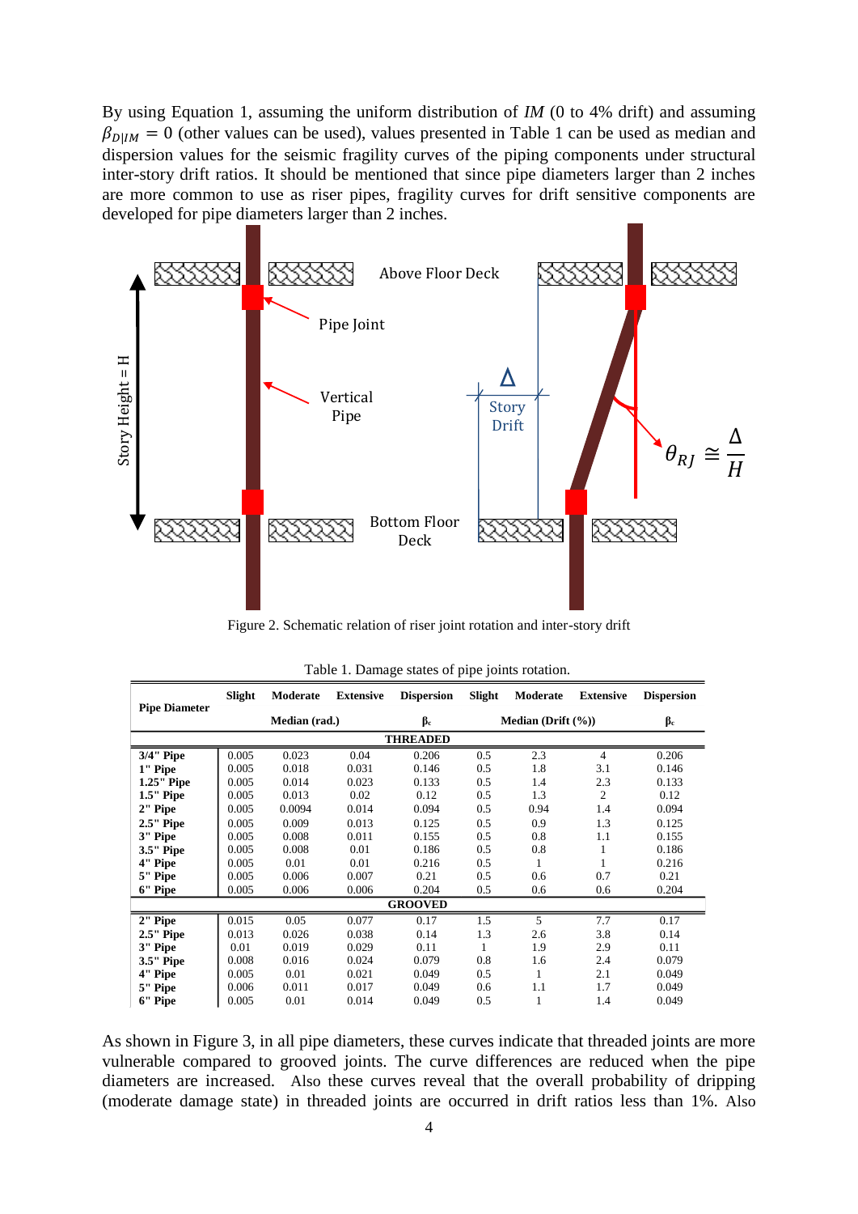By using Equation 1, assuming the uniform distribution of *IM* (0 to 4% drift) and assuming $\beta_{D|IM} = 0$ (other values can be used), values presented in Table 1 can be used as median and dispersion values for the seismic fragility curves of the piping components under structural inter-story drift ratios. It should be mentioned that since pipe diameters larger than 2 inches are more common to use as riser pipes, fragility curves for drift sensitive components are developed for pipe diameters larger than 2 inches.

Figure 2. Schematic relation of riser joint rotation and inter-story drift

Table 1. Damage states of pipe joints rotation.

| Pipe Diameter | Slight | Moderate | Extensive | Dispersion | Slight | Moderate | Extensive | Dispersion |
|---|---|---|---|---|---|---|---|---|
| | Median (rad.) | | | $\beta_c$ | Median (Drift (%)) | | | $\beta_c$ |
| **THREADED** | | | | | | | | |
| **3/4" Pipe** | 0.005 | 0.023 | 0.04 | 0.206 | 0.5 | 2.3 | 4 | 0.206 |
| **1" Pipe** | 0.005 | 0.018 | 0.031 | 0.146 | 0.5 | 1.8 | 3.1 | 0.146 |
| **1.25" Pipe** | 0.005 | 0.014 | 0.023 | 0.133 | 0.5 | 1.4 | 2.3 | 0.133 |
| **1.5" Pipe** | 0.005 | 0.013 | 0.02 | 0.12 | 0.5 | 1.3 | 2 | 0.12 |
| **2" Pipe** | 0.005 | 0.0094 | 0.014 | 0.094 | 0.5 | 0.94 | 1.4 | 0.094 |
| **2.5" Pipe** | 0.005 | 0.009 | 0.013 | 0.125 | 0.5 | 0.9 | 1.3 | 0.125 |
| **3" Pipe** | 0.005 | 0.008 | 0.011 | 0.155 | 0.5 | 0.8 | 1.1 | 0.155 |
| **3.5" Pipe** | 0.005 | 0.008 | 0.01 | 0.186 | 0.5 | 0.8 | 1 | 0.186 |
| **4" Pipe** | 0.005 | 0.01 | 0.01 | 0.216 | 0.5 | 1 | 1 | 0.216 |
| **5" Pipe** | 0.005 | 0.006 | 0.007 | 0.21 | 0.5 | 0.6 | 0.7 | 0.21 |
| **6" Pipe** | 0.005 | 0.006 | 0.006 | 0.204 | 0.5 | 0.6 | 0.6 | 0.204 |
| **GROOVED** | | | | | | | | |
| **2" Pipe** | 0.015 | 0.05 | 0.077 | 0.17 | 1.5 | 5 | 7.7 | 0.17 |
| **2.5" Pipe** | 0.013 | 0.026 | 0.038 | 0.14 | 1.3 | 2.6 | 3.8 | 0.14 |
| **3" Pipe** | 0.01 | 0.019 | 0.029 | 0.11 | 1 | 1.9 | 2.9 | 0.11 |
| **3.5" Pipe** | 0.008 | 0.016 | 0.024 | 0.079 | 0.8 | 1.6 | 2.4 | 0.079 |
| **4" Pipe** | 0.005 | 0.01 | 0.021 | 0.049 | 0.5 | 1 | 2.1 | 0.049 |
| **5" Pipe** | 0.006 | 0.011 | 0.017 | 0.049 | 0.6 | 1.1 | 1.7 | 0.049 |
| **6" Pipe** | 0.005 | 0.01 | 0.014 | 0.049 | 0.5 | 1 | 1.4 | 0.049 |

As shown in Figure 3, in all pipe diameters, these curves indicate that threaded joints are more vulnerable compared to grooved joints. The curve differences are reduced when the pipe diameters are increased. Also these curves reveal that the overall probability of dripping (moderate damage state) in threaded joints are occurred in drift ratios less than 1%. Also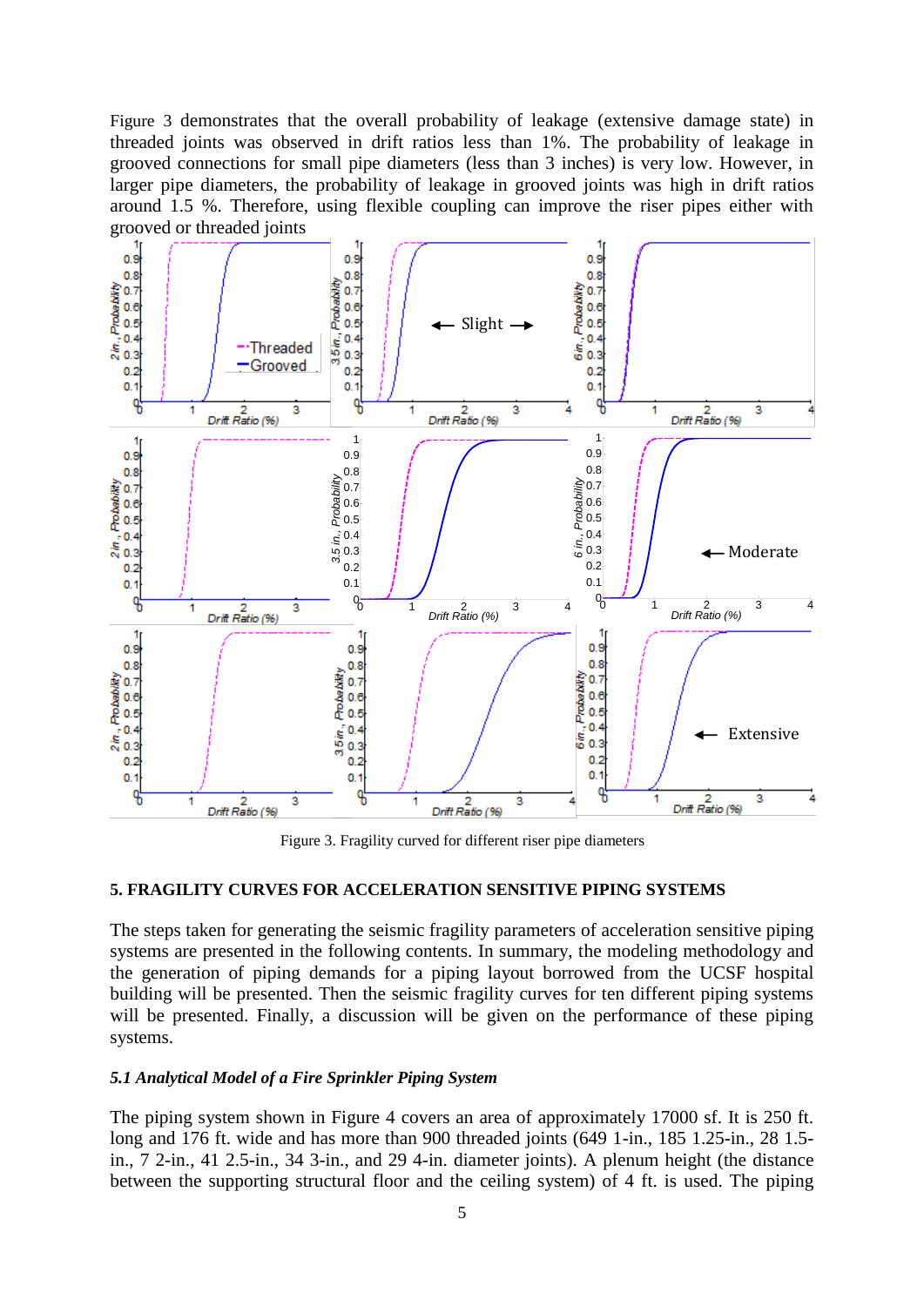Figure 3 demonstrates that the overall probability of leakage (extensive damage state) in threaded joints was observed in drift ratios less than 1%. The probability of leakage in grooved connections for small pipe diameters (less than 3 inches) is very low. However, in larger pipe diameters, the probability of leakage in grooved joints was high in drift ratios around 1.5 %. Therefore, using flexible coupling can improve the riser pipes either with grooved or threaded joints

Figure 3. Fragility curved for different riser pipe diameters

## 5. FRAGILITY CURVES FOR ACCELERATION SENSITIVE PIPING SYSTEMS

The steps taken for generating the seismic fragility parameters of acceleration sensitive piping systems are presented in the following contents. In summary, the modeling methodology and the generation of piping demands for a piping layout borrowed from the UCSF hospital building will be presented. Then the seismic fragility curves for ten different piping systems will be presented. Finally, a discussion will be given on the performance of these piping systems.

### *5.1 Analytical Model of a Fire Sprinkler Piping System*

The piping system shown in Figure 4 covers an area of approximately 17000 sf. It is 250 ft. long and 176 ft. wide and has more than 900 threaded joints (649 1-in., 185 1.25-in., 28 1.5-in., 7 2-in., 41 2.5-in., 34 3-in., and 29 4-in. diameter joints). A plenum height (the distance between the supporting structural floor and the ceiling system) of 4 ft. is used. The piping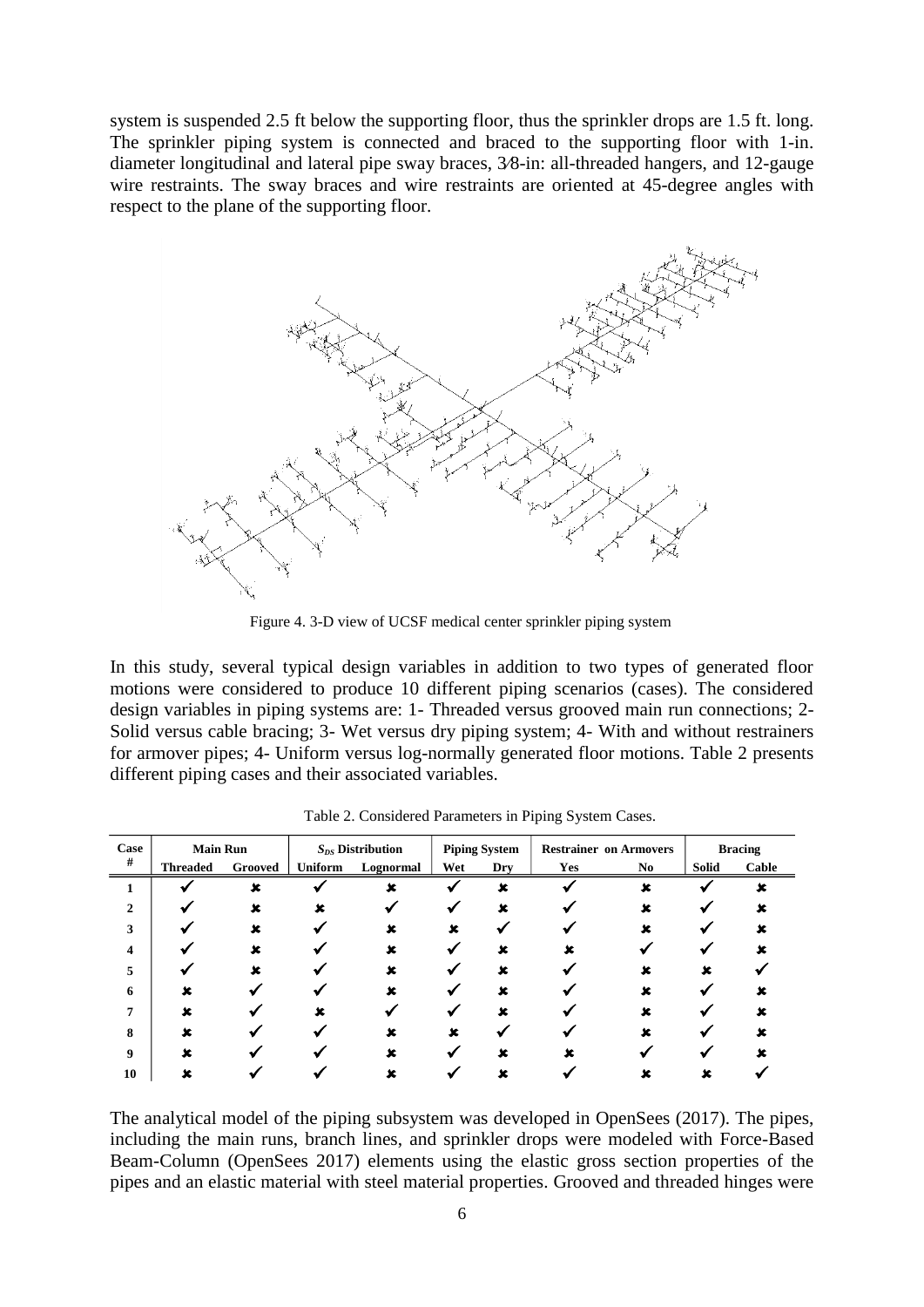system is suspended 2.5 ft below the supporting floor, thus the sprinkler drops are 1.5 ft. long. The sprinkler piping system is connected and braced to the supporting floor with 1-in. diameter longitudinal and lateral pipe sway braces, 3⁄8-in: all-threaded hangers, and 12-gauge wire restraints. The sway braces and wire restraints are oriented at 45-degree angles with respect to the plane of the supporting floor.

Figure 4. 3-D view of UCSF medical center sprinkler piping system

In this study, several typical design variables in addition to two types of generated floor motions were considered to produce 10 different piping scenarios (cases). The considered design variables in piping systems are: 1- Threaded versus grooved main run connections; 2- Solid versus cable bracing; 3- Wet versus dry piping system; 4- With and without restrainers for armover pipes; 4- Uniform versus log-normally generated floor motions. Table 2 presents different piping cases and their associated variables.

Table 2. Considered Parameters in Piping System Cases.

| Case # | Main Run | | $S_{DS}$ Distribution | | Piping System | | Restrainer on Armovers | | Bracing | |
|---|---|---|---|---|---|---|---|---|---|---|
| | **Threaded** | **Grooved** | **Uniform** | **Lognormal** | **Wet** | **Dry** | **Yes** | **No** | **Solid** | **Cable** |
| **1** | ✔ | ✖ | ✔ | ✖ | ✔ | ✖ | ✔ | ✖ | ✔ | ✖ |
| **2** | ✔ | ✖ | ✖ | ✔ | ✔ | ✖ | ✔ | ✖ | ✔ | ✖ |
| **3** | ✔ | ✖ | ✔ | ✖ | ✖ | ✔ | ✔ | ✖ | ✔ | ✖ |
| **4** | ✔ | ✖ | ✔ | ✖ | ✔ | ✖ | ✖ | ✔ | ✔ | ✖ |
| **5** | ✔ | ✖ | ✔ | ✖ | ✔ | ✖ | ✔ | ✖ | ✖ | ✔ |
| **6** | ✖ | ✔ | ✔ | ✖ | ✔ | ✖ | ✔ | ✖ | ✔ | ✖ |
| **7** | ✖ | ✔ | ✖ | ✔ | ✔ | ✖ | ✔ | ✖ | ✔ | ✖ |
| **8** | ✖ | ✔ | ✔ | ✖ | ✖ | ✔ | ✔ | ✖ | ✔ | ✖ |
| **9** | ✖ | ✔ | ✔ | ✖ | ✔ | ✖ | ✖ | ✔ | ✔ | ✖ |
| **10** | ✖ | ✔ | ✔ | ✖ | ✔ | ✖ | ✔ | ✖ | ✖ | ✔ |

The analytical model of the piping subsystem was developed in OpenSees (2017). The pipes, including the main runs, branch lines, and sprinkler drops were modeled with Force-Based Beam-Column (OpenSees 2017) elements using the elastic gross section properties of the pipes and an elastic material with steel material properties. Grooved and threaded hinges were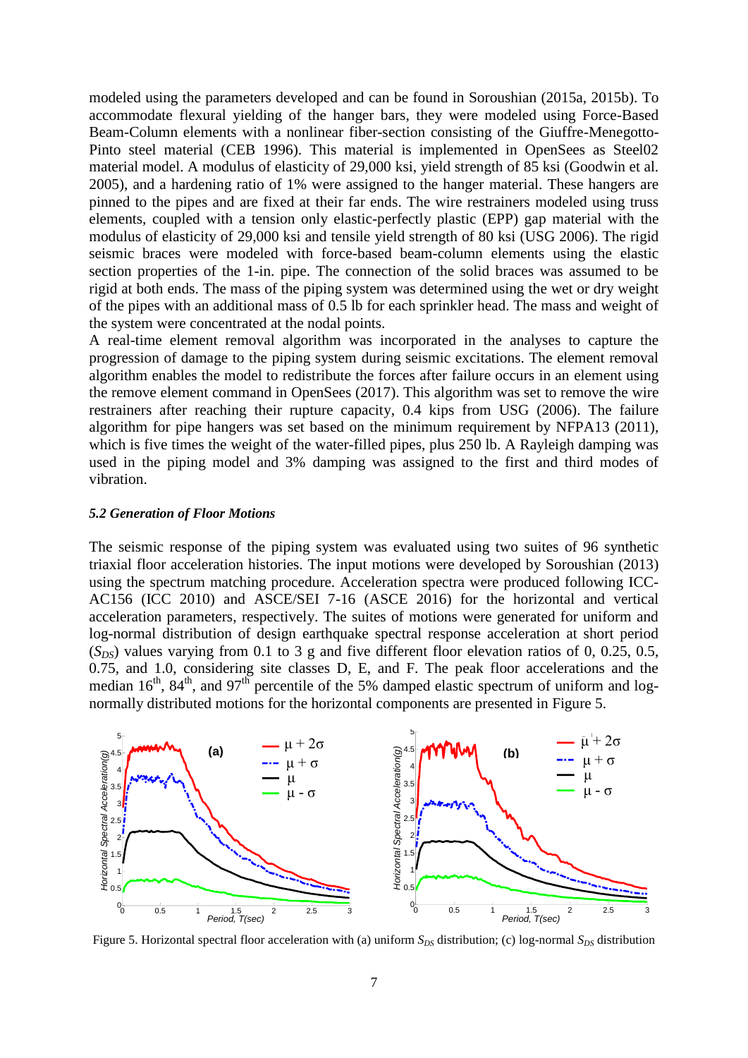modeled using the parameters developed and can be found in Soroushian (2015a, 2015b). To accommodate flexural yielding of the hanger bars, they were modeled using Force-Based Beam-Column elements with a nonlinear fiber-section consisting of the Giuffre-Menegotto-Pinto steel material (CEB 1996). This material is implemented in OpenSees as Steel02 material model. A modulus of elasticity of 29,000 ksi, yield strength of 85 ksi (Goodwin et al. 2005), and a hardening ratio of 1% were assigned to the hanger material. These hangers are pinned to the pipes and are fixed at their far ends. The wire restrainers modeled using truss elements, coupled with a tension only elastic-perfectly plastic (EPP) gap material with the modulus of elasticity of 29,000 ksi and tensile yield strength of 80 ksi (USG 2006). The rigid seismic braces were modeled with force-based beam-column elements using the elastic section properties of the 1-in. pipe. The connection of the solid braces was assumed to be rigid at both ends. The mass of the piping system was determined using the wet or dry weight of the pipes with an additional mass of 0.5 lb for each sprinkler head. The mass and weight of the system were concentrated at the nodal points.

A real-time element removal algorithm was incorporated in the analyses to capture the progression of damage to the piping system during seismic excitations. The element removal algorithm enables the model to redistribute the forces after failure occurs in an element using the remove element command in OpenSees (2017). This algorithm was set to remove the wire restrainers after reaching their rupture capacity, 0.4 kips from USG (2006). The failure algorithm for pipe hangers was set based on the minimum requirement by NFPA13 (2011), which is five times the weight of the water-filled pipes, plus 250 lb. A Rayleigh damping was used in the piping model and 3% damping was assigned to the first and third modes of vibration.

### *5.2 Generation of Floor Motions*

The seismic response of the piping system was evaluated using two suites of 96 synthetic triaxial floor acceleration histories. The input motions were developed by Soroushian (2013) using the spectrum matching procedure. Acceleration spectra were produced following ICC-AC156 (ICC 2010) and ASCE/SEI 7-16 (ASCE 2016) for the horizontal and vertical acceleration parameters, respectively. The suites of motions were generated for uniform and log-normal distribution of design earthquake spectral response acceleration at short period ($S_{DS}$) values varying from 0.1 to 3 g and five different floor elevation ratios of 0, 0.25, 0.5, 0.75, and 1.0, considering site classes D, E, and F. The peak floor accelerations and the median 16$^{th}$, 84$^{th}$, and 97$^{th}$ percentile of the 5% damped elastic spectrum of uniform and log-normally distributed motions for the horizontal components are presented in Figure 5.

Figure 5. Horizontal spectral floor acceleration with (a) uniform $S_{DS}$ distribution; (c) log-normal $S_{DS}$ distribution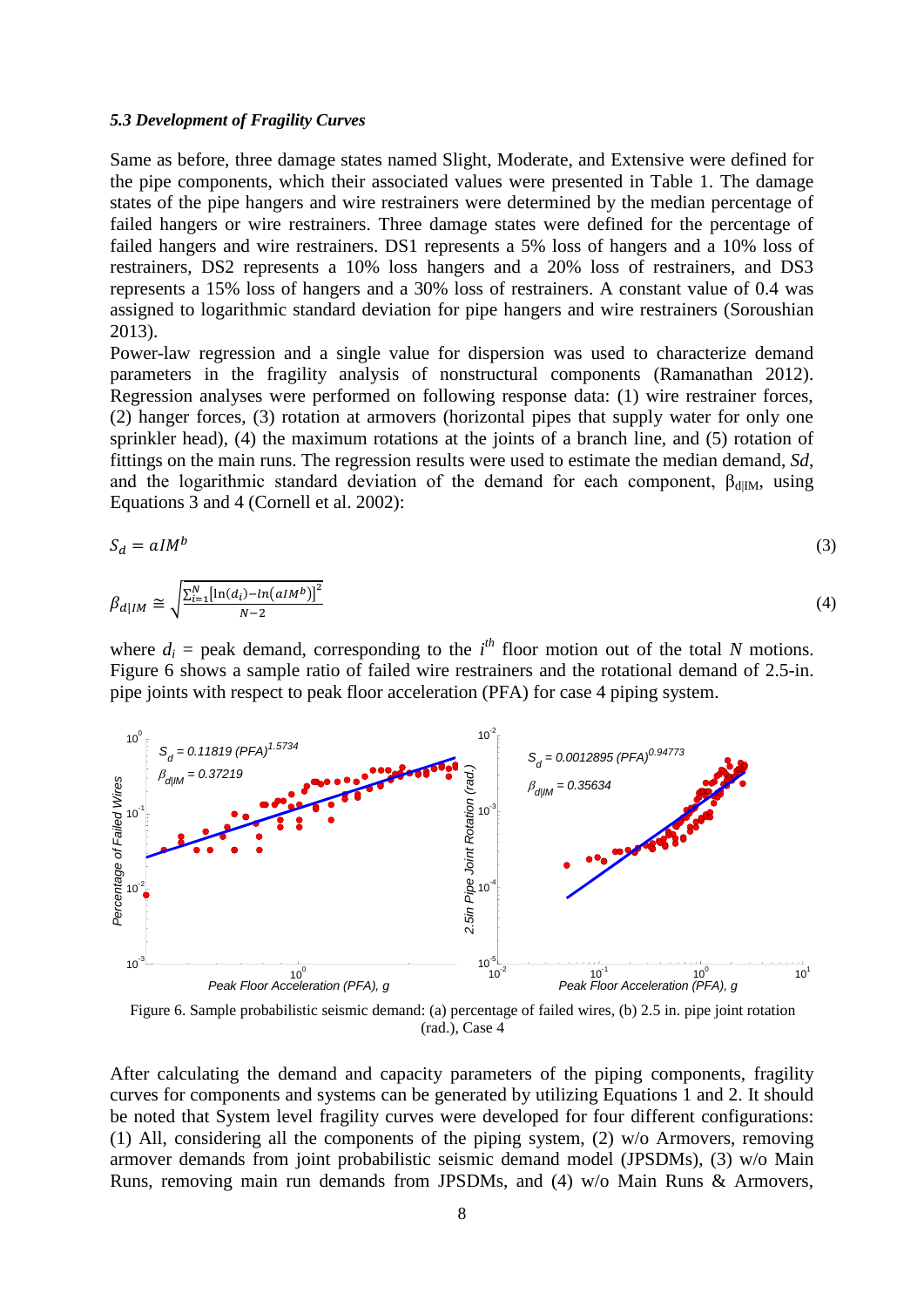### *5.3 Development of Fragility Curves*

Same as before, three damage states named Slight, Moderate, and Extensive were defined for the pipe components, which their associated values were presented in Table 1. The damage states of the pipe hangers and wire restrainers were determined by the median percentage of failed hangers or wire restrainers. Three damage states were defined for the percentage of failed hangers and wire restrainers. DS1 represents a 5% loss of hangers and a 10% loss of restrainers, DS2 represents a 10% loss hangers and a 20% loss of restrainers, and DS3 represents a 15% loss of hangers and a 30% loss of restrainers. A constant value of 0.4 was assigned to logarithmic standard deviation for pipe hangers and wire restrainers (Soroushian 2013).

Power-law regression and a single value for dispersion was used to characterize demand parameters in the fragility analysis of nonstructural components (Ramanathan 2012). Regression analyses were performed on following response data: (1) wire restrainer forces, (2) hanger forces, (3) rotation at armovers (horizontal pipes that supply water for only one sprinkler head), (4) the maximum rotations at the joints of a branch line, and (5) rotation of fittings on the main runs. The regression results were used to estimate the median demand, *Sd*, and the logarithmic standard deviation of the demand for each component, $\beta_{d|IM}$, using Equations 3 and 4 (Cornell et al. 2002):

$$S_d = aIM^b \tag{3}$$

$$\beta_{d|IM} \cong \sqrt{\frac{\sum_{i=1}^{N}\left[\ln(d_i) - ln\left(aIM^b\right)\right]^2}{N-2}} \tag{4}$$

where $d_i$ = peak demand, corresponding to the $i^{th}$ floor motion out of the total $N$ motions. Figure 6 shows a sample ratio of failed wire restrainers and the rotational demand of 2.5-in. pipe joints with respect to peak floor acceleration (PFA) for case 4 piping system.

Figure 6. Sample probabilistic seismic demand: (a) percentage of failed wires, (b) 2.5 in. pipe joint rotation (rad.), Case 4

After calculating the demand and capacity parameters of the piping components, fragility curves for components and systems can be generated by utilizing Equations 1 and 2. It should be noted that System level fragility curves were developed for four different configurations: (1) All, considering all the components of the piping system, (2) w/o Armovers, removing armover demands from joint probabilistic seismic demand model (JPSDMs), (3) w/o Main Runs, removing main run demands from JPSDMs, and (4) w/o Main Runs & Armovers,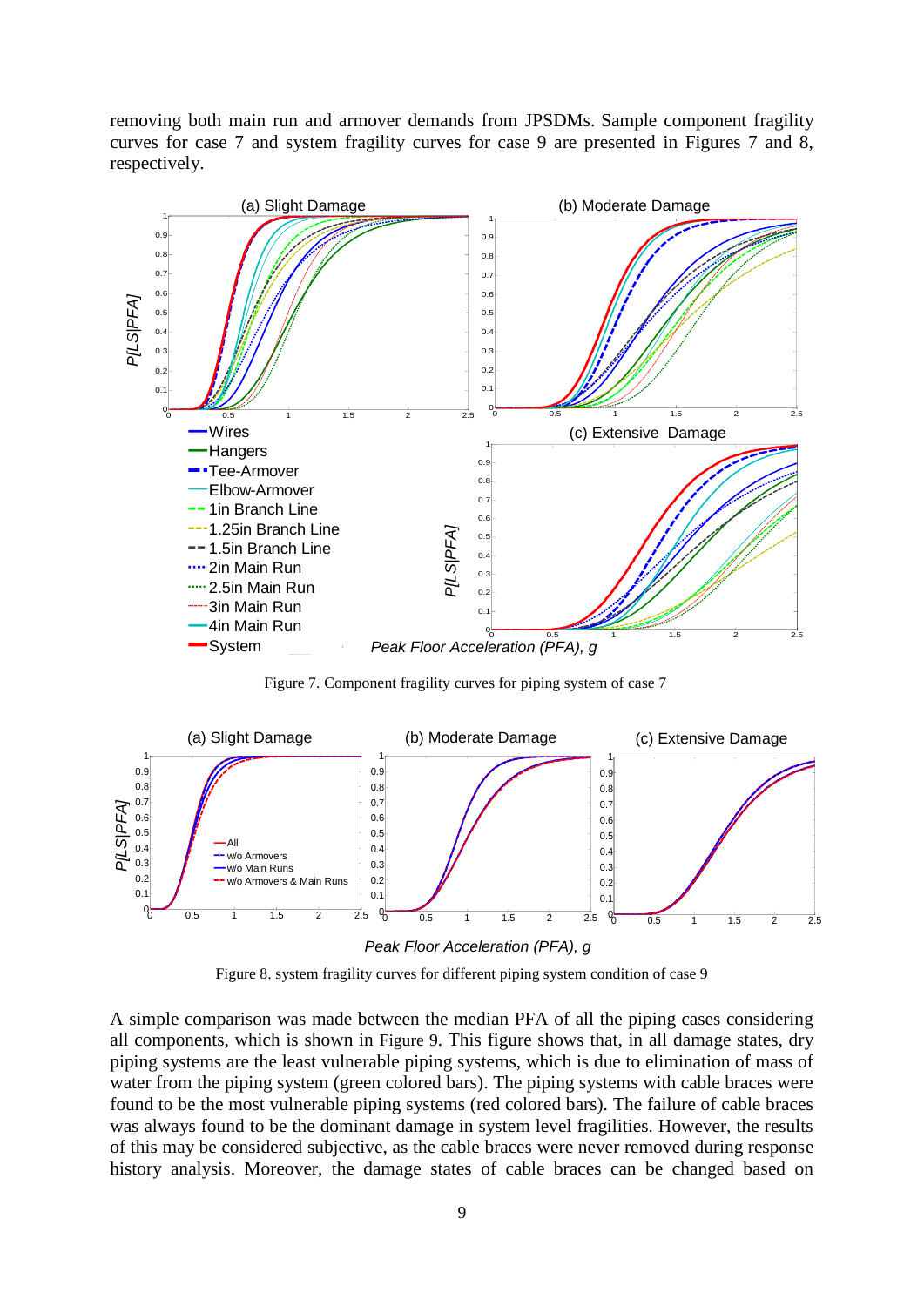removing both main run and armover demands from JPSDMs. Sample component fragility curves for case 7 and system fragility curves for case 9 are presented in Figures 7 and 8, respectively.

Figure 7. Component fragility curves for piping system of case 7

Figure 8. system fragility curves for different piping system condition of case 9

A simple comparison was made between the median PFA of all the piping cases considering all components, which is shown in Figure 9. This figure shows that, in all damage states, dry piping systems are the least vulnerable piping systems, which is due to elimination of mass of water from the piping system (green colored bars). The piping systems with cable braces were found to be the most vulnerable piping systems (red colored bars). The failure of cable braces was always found to be the dominant damage in system level fragilities. However, the results of this may be considered subjective, as the cable braces were never removed during response history analysis. Moreover, the damage states of cable braces can be changed based on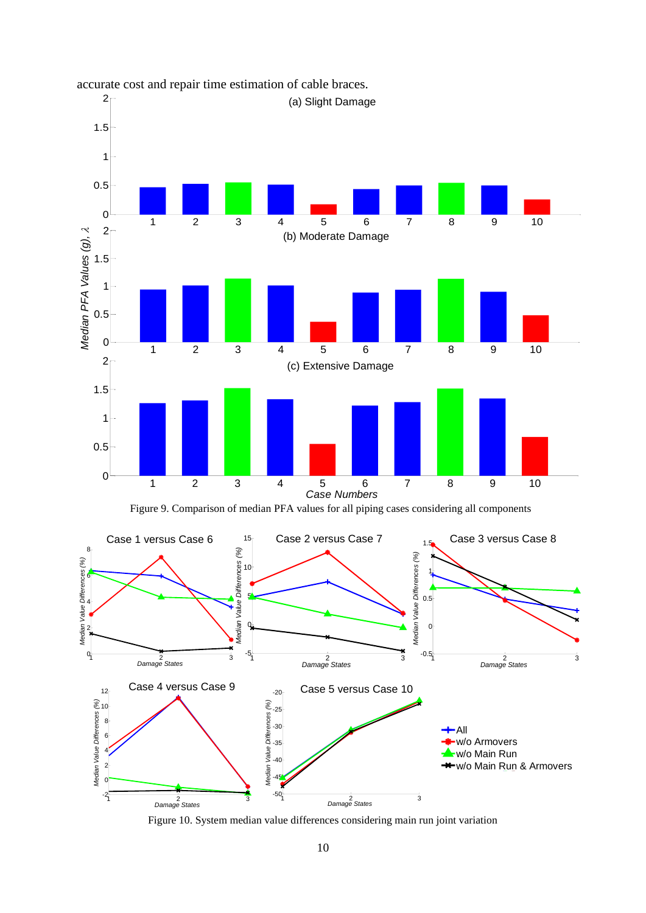accurate cost and repair time estimation of cable braces.

Figure 9. Comparison of median PFA values for all piping cases considering all components

Figure 10. System median value differences considering main run joint variation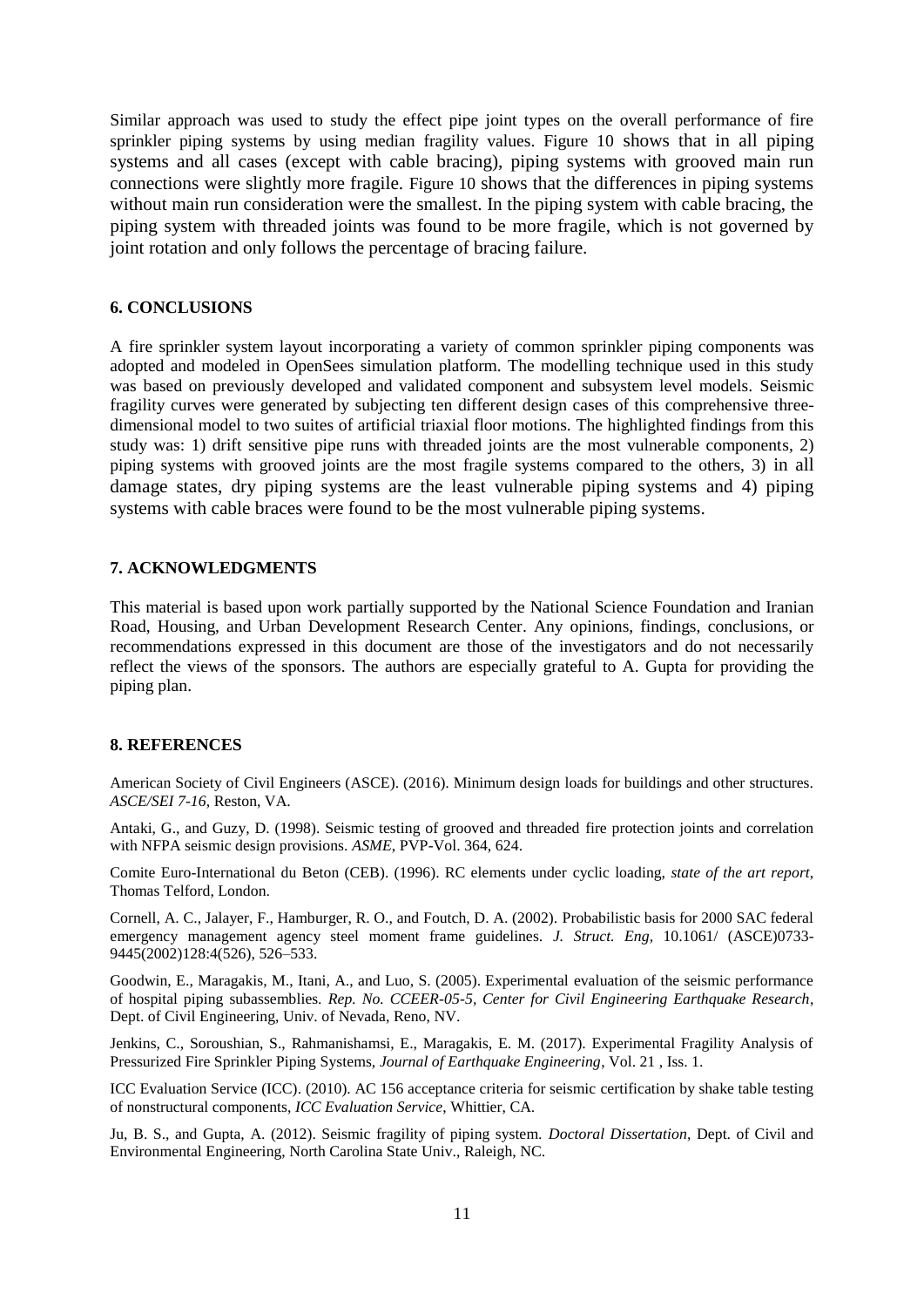Similar approach was used to study the effect pipe joint types on the overall performance of fire sprinkler piping systems by using median fragility values. Figure 10 shows that in all piping systems and all cases (except with cable bracing), piping systems with grooved main run connections were slightly more fragile. Figure 10 shows that the differences in piping systems without main run consideration were the smallest. In the piping system with cable bracing, the piping system with threaded joints was found to be more fragile, which is not governed by joint rotation and only follows the percentage of bracing failure.

## 6. CONCLUSIONS

A fire sprinkler system layout incorporating a variety of common sprinkler piping components was adopted and modeled in OpenSees simulation platform. The modelling technique used in this study was based on previously developed and validated component and subsystem level models. Seismic fragility curves were generated by subjecting ten different design cases of this comprehensive three-dimensional model to two suites of artificial triaxial floor motions. The highlighted findings from this study was: 1) drift sensitive pipe runs with threaded joints are the most vulnerable components, 2) piping systems with grooved joints are the most fragile systems compared to the others, 3) in all damage states, dry piping systems are the least vulnerable piping systems and 4) piping systems with cable braces were found to be the most vulnerable piping systems.

## 7. ACKNOWLEDGMENTS

This material is based upon work partially supported by the National Science Foundation and Iranian Road, Housing, and Urban Development Research Center. Any opinions, findings, conclusions, or recommendations expressed in this document are those of the investigators and do not necessarily reflect the views of the sponsors. The authors are especially grateful to A. Gupta for providing the piping plan.

## 8. REFERENCES

American Society of Civil Engineers (ASCE). (2016). Minimum design loads for buildings and other structures. *ASCE/SEI 7-16*, Reston, VA.

Antaki, G., and Guzy, D. (1998). Seismic testing of grooved and threaded fire protection joints and correlation with NFPA seismic design provisions. *ASME*, PVP-Vol. 364, 624.

Comite Euro-International du Beton (CEB). (1996). RC elements under cyclic loading, *state of the art report*, Thomas Telford, London.

Cornell, A. C., Jalayer, F., Hamburger, R. O., and Foutch, D. A. (2002). Probabilistic basis for 2000 SAC federal emergency management agency steel moment frame guidelines. *J. Struct. Eng*, 10.1061/ (ASCE)0733-9445(2002)128:4(526), 526–533.

Goodwin, E., Maragakis, M., Itani, A., and Luo, S. (2005). Experimental evaluation of the seismic performance of hospital piping subassemblies. *Rep. No. CCEER-05-5, Center for Civil Engineering Earthquake Research*, Dept. of Civil Engineering, Univ. of Nevada, Reno, NV.

Jenkins, C., Soroushian, S., Rahmanishamsi, E., Maragakis, E. M. (2017). Experimental Fragility Analysis of Pressurized Fire Sprinkler Piping Systems, *Journal of Earthquake Engineering*, Vol. 21 , Iss. 1.

ICC Evaluation Service (ICC). (2010). AC 156 acceptance criteria for seismic certification by shake table testing of nonstructural components, *ICC Evaluation Service*, Whittier, CA.

Ju, B. S., and Gupta, A. (2012). Seismic fragility of piping system. *Doctoral Dissertation*, Dept. of Civil and Environmental Engineering, North Carolina State Univ., Raleigh, NC.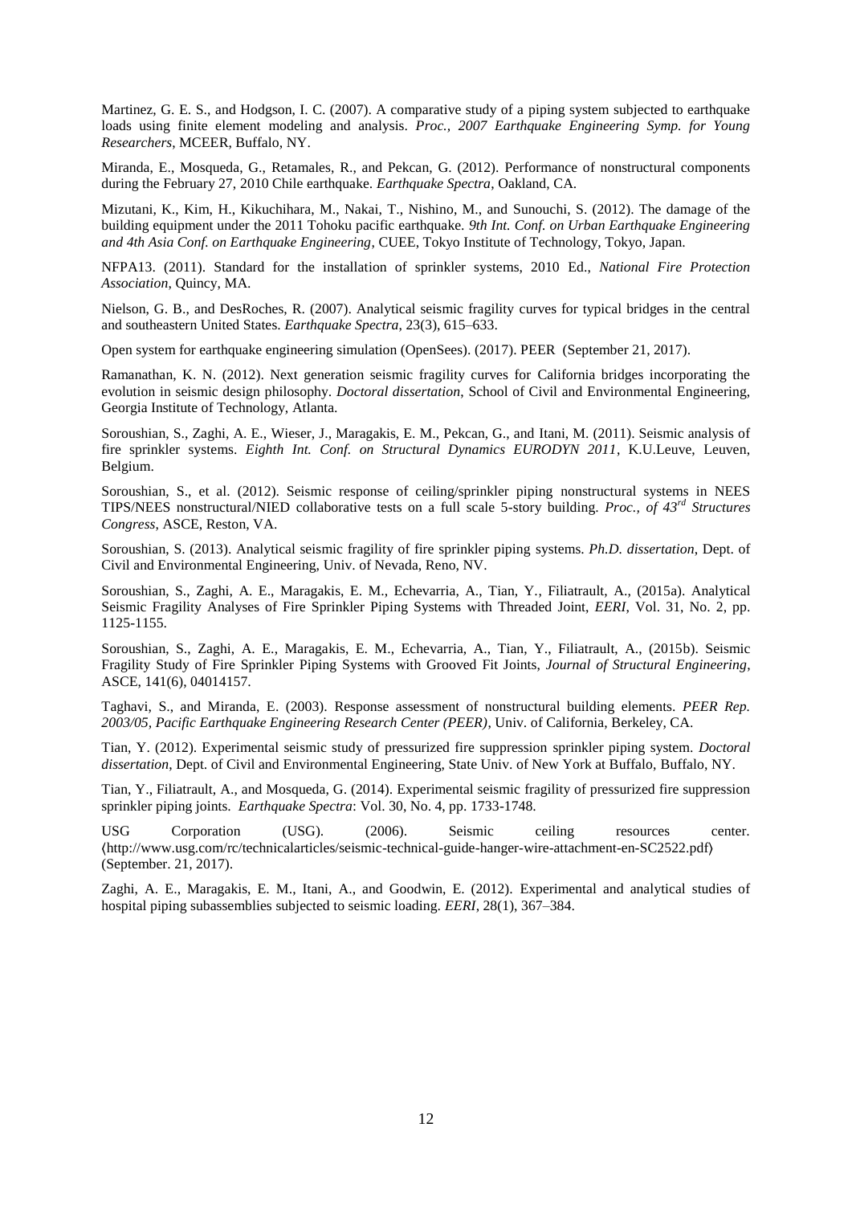Martinez, G. E. S., and Hodgson, I. C. (2007). A comparative study of a piping system subjected to earthquake loads using finite element modeling and analysis. *Proc., 2007 Earthquake Engineering Symp. for Young Researchers*, MCEER, Buffalo, NY.

Miranda, E., Mosqueda, G., Retamales, R., and Pekcan, G. (2012). Performance of nonstructural components during the February 27, 2010 Chile earthquake. *Earthquake Spectra*, Oakland, CA.

Mizutani, K., Kim, H., Kikuchihara, M., Nakai, T., Nishino, M., and Sunouchi, S. (2012). The damage of the building equipment under the 2011 Tohoku pacific earthquake. *9th Int. Conf. on Urban Earthquake Engineering and 4th Asia Conf. on Earthquake Engineering*, CUEE, Tokyo Institute of Technology, Tokyo, Japan.

NFPA13. (2011). Standard for the installation of sprinkler systems, 2010 Ed., *National Fire Protection Association*, Quincy, MA.

Nielson, G. B., and DesRoches, R. (2007). Analytical seismic fragility curves for typical bridges in the central and southeastern United States. *Earthquake Spectra*, 23(3), 615–633.

Open system for earthquake engineering simulation (OpenSees). (2017). PEER (September 21, 2017).

Ramanathan, K. N. (2012). Next generation seismic fragility curves for California bridges incorporating the evolution in seismic design philosophy. *Doctoral dissertation*, School of Civil and Environmental Engineering, Georgia Institute of Technology, Atlanta.

Soroushian, S., Zaghi, A. E., Wieser, J., Maragakis, E. M., Pekcan, G., and Itani, M. (2011). Seismic analysis of fire sprinkler systems. *Eighth Int. Conf. on Structural Dynamics EURODYN 2011*, K.U.Leuve, Leuven, Belgium.

Soroushian, S., et al. (2012). Seismic response of ceiling/sprinkler piping nonstructural systems in NEES TIPS/NEES nonstructural/NIED collaborative tests on a full scale 5-story building. *Proc., of 43rd Structures Congress*, ASCE, Reston, VA.

Soroushian, S. (2013). Analytical seismic fragility of fire sprinkler piping systems. *Ph.D. dissertation*, Dept. of Civil and Environmental Engineering, Univ. of Nevada, Reno, NV.

Soroushian, S., Zaghi, A. E., Maragakis, E. M., Echevarria, A., Tian, Y., Filiatrault, A., (2015a). Analytical Seismic Fragility Analyses of Fire Sprinkler Piping Systems with Threaded Joint, *EERI*, Vol. 31, No. 2, pp. 1125-1155.

Soroushian, S., Zaghi, A. E., Maragakis, E. M., Echevarria, A., Tian, Y., Filiatrault, A., (2015b). Seismic Fragility Study of Fire Sprinkler Piping Systems with Grooved Fit Joints, *Journal of Structural Engineering*, ASCE, 141(6), 04014157.

Taghavi, S., and Miranda, E. (2003). Response assessment of nonstructural building elements. *PEER Rep. 2003/05, Pacific Earthquake Engineering Research Center (PEER)*, Univ. of California, Berkeley, CA.

Tian, Y. (2012). Experimental seismic study of pressurized fire suppression sprinkler piping system. *Doctoral dissertation*, Dept. of Civil and Environmental Engineering, State Univ. of New York at Buffalo, Buffalo, NY.

Tian, Y., Filiatrault, A., and Mosqueda, G. (2014). Experimental seismic fragility of pressurized fire suppression sprinkler piping joints. *Earthquake Spectra*: Vol. 30, No. 4, pp. 1733-1748.

USG Corporation (USG). (2006). Seismic ceiling resources center. ⟨http://www.usg.com/rc/technicalarticles/seismic-technical-guide-hanger-wire-attachment-en-SC2522.pdf⟩ (September. 21, 2017).

Zaghi, A. E., Maragakis, E. M., Itani, A., and Goodwin, E. (2012). Experimental and analytical studies of hospital piping subassemblies subjected to seismic loading. *EERI*, 28(1), 367–384.